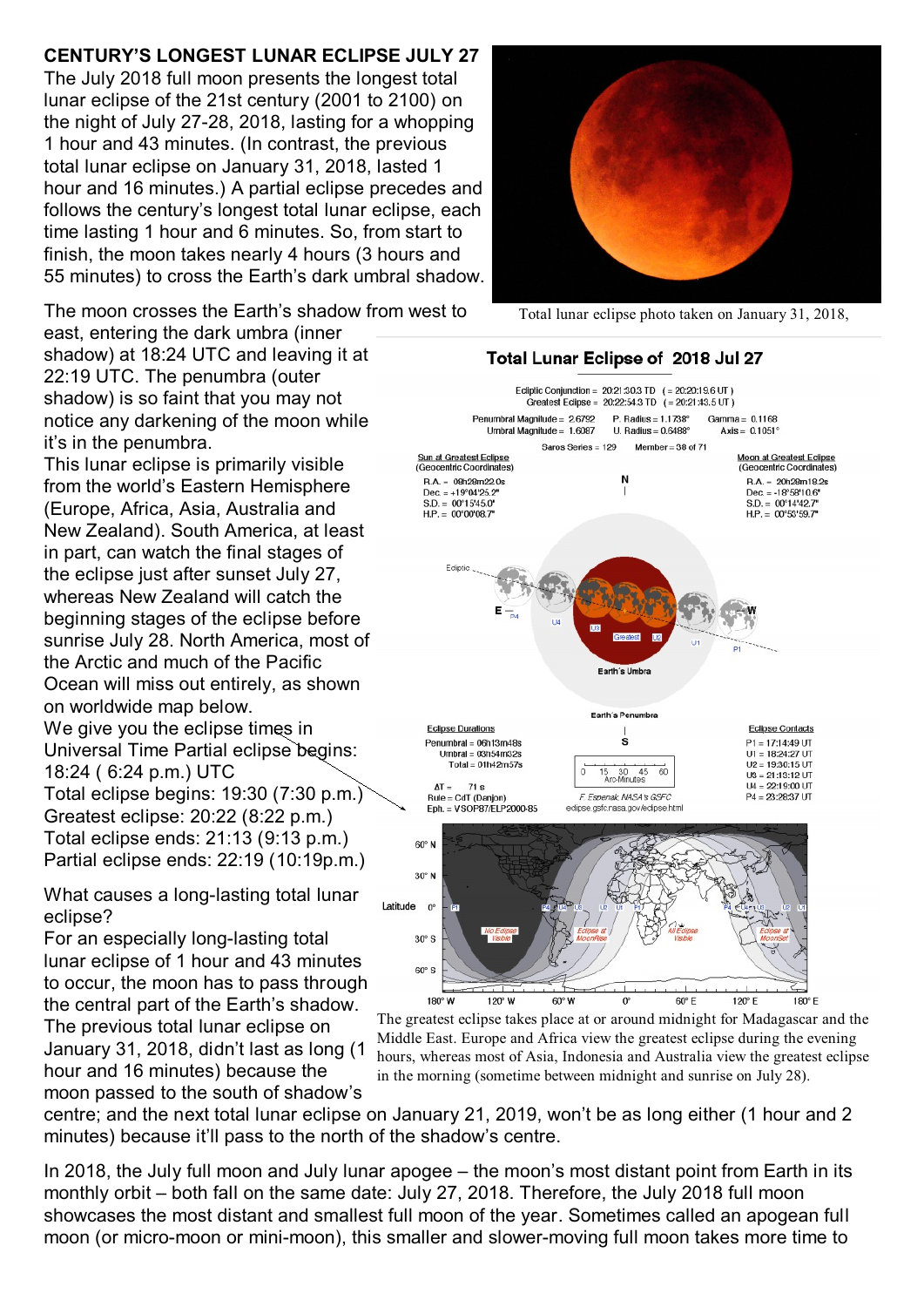**CENTURY'S LONGEST LUNAR ECLIPSE JULY 27**

The July 2018 full moon presents the longest total lunar eclipse of the 21st century (2001 to 2100) on the night of July 27-28, 2018, lasting for a whopping 1 hour and 43 minutes. (In contrast, the previous total lunar eclipse on January 31, 2018, lasted 1 hour and 16 minutes.) A partial eclipse precedes and follows the century's longest total lunar eclipse, each time lasting 1 hour and 6 minutes. So, from start to finish, the moon takes nearly 4 hours (3 hours and 55 minutes) to cross the Earth's dark umbral shadow.

Total lunar eclipse photo taken on January 31, 2018,

The moon crosses the Earth's shadow from west to east, entering the dark umbra (inner shadow) at 18:24 UTC and leaving it at 22:19 UTC. The penumbra (outer shadow) is so faint that you may not notice any darkening of the moon while it's in the penumbra.

This lunar eclipse is primarily visible from the world's Eastern Hemisphere (Europe, Africa, Asia, Australia and New Zealand). South America, at least in part, can watch the final stages of the eclipse just after sunset July 27, whereas New Zealand will catch the beginning stages of the eclipse before sunrise July 28. North America, most of the Arctic and much of the Pacific Ocean will miss out entirely, as shown on worldwide map below.

We give you the eclipse times in Universal Time Partial eclipse begins: 18:24 ( 6:24 p.m.) UTC
Total eclipse begins: 19:30 (7:30 p.m.)
Greatest eclipse: 20:22 (8:22 p.m.)
Total eclipse ends: 21:13 (9:13 p.m.)
Partial eclipse ends: 22:19 (10:19p.m.)

**Total Lunar Eclipse of 2018 Jul 27**

Ecliptic Conjunction = 20:21:30.3 TD (= 20:20:19.6 UT)
Greatest Eclipse = 20:22:54.3 TD (= 20:21:43.5 UT)

Penumbral Magnitude = 2.6792 P. Radius = 1.1738° Gamma = 0.1168
Umbral Magnitude = 1.6087 U. Radius = 0.6488° Axis = 0.1051°

Saros Series = 129 Member = 38 of 71

Sun at Greatest Eclipse (Geocentric Coordinates)
R.A. = 08h29m22.0s
Dec. = +19°04'25.2"
S.D. = 00°15'45.0"
H.P. = 00°00'08.7"

Moon at Greatest Eclipse (Geocentric Coordinates)
R.A. = 20h29m19.2s
Dec. = -18°58'10.6"
S.D. = 00°14'42.7"
H.P. = 00°53'59.7"

Eclipse Durations
Penumbral = 06h13m48s
Umbral = 03h54m32s
Total = 01h42m57s

ΔT = 71 s
Rule = CdT (Danjon)
Eph. = VSOP87/ELP2000-85

Eclipse Contacts
P1 = 17:14:49 UT
U1 = 18:24:27 UT
U2 = 19:30:15 UT
U3 = 21:13:12 UT
U4 = 22:19:00 UT
P4 = 23:28:37 UT

F. Espenak, NASA's GSFC
eclipse.gsfc.nasa.gov/eclipse.html

The greatest eclipse takes place at or around midnight for Madagascar and the Middle East. Europe and Africa view the greatest eclipse during the evening hours, whereas most of Asia, Indonesia and Australia view the greatest eclipse in the morning (sometime between midnight and sunrise on July 28).

What causes a long-lasting total lunar eclipse?

For an especially long-lasting total lunar eclipse of 1 hour and 43 minutes to occur, the moon has to pass through the central part of the Earth's shadow. The previous total lunar eclipse on January 31, 2018, didn't last as long (1 hour and 16 minutes) because the moon passed to the south of shadow's centre; and the next total lunar eclipse on January 21, 2019, won't be as long either (1 hour and 2 minutes) because it'll pass to the north of the shadow's centre.

In 2018, the July full moon and July lunar apogee – the moon's most distant point from Earth in its monthly orbit – both fall on the same date: July 27, 2018. Therefore, the July 2018 full moon showcases the most distant and smallest full moon of the year. Sometimes called an apogean full moon (or micro-moon or mini-moon), this smaller and slower-moving full moon takes more time to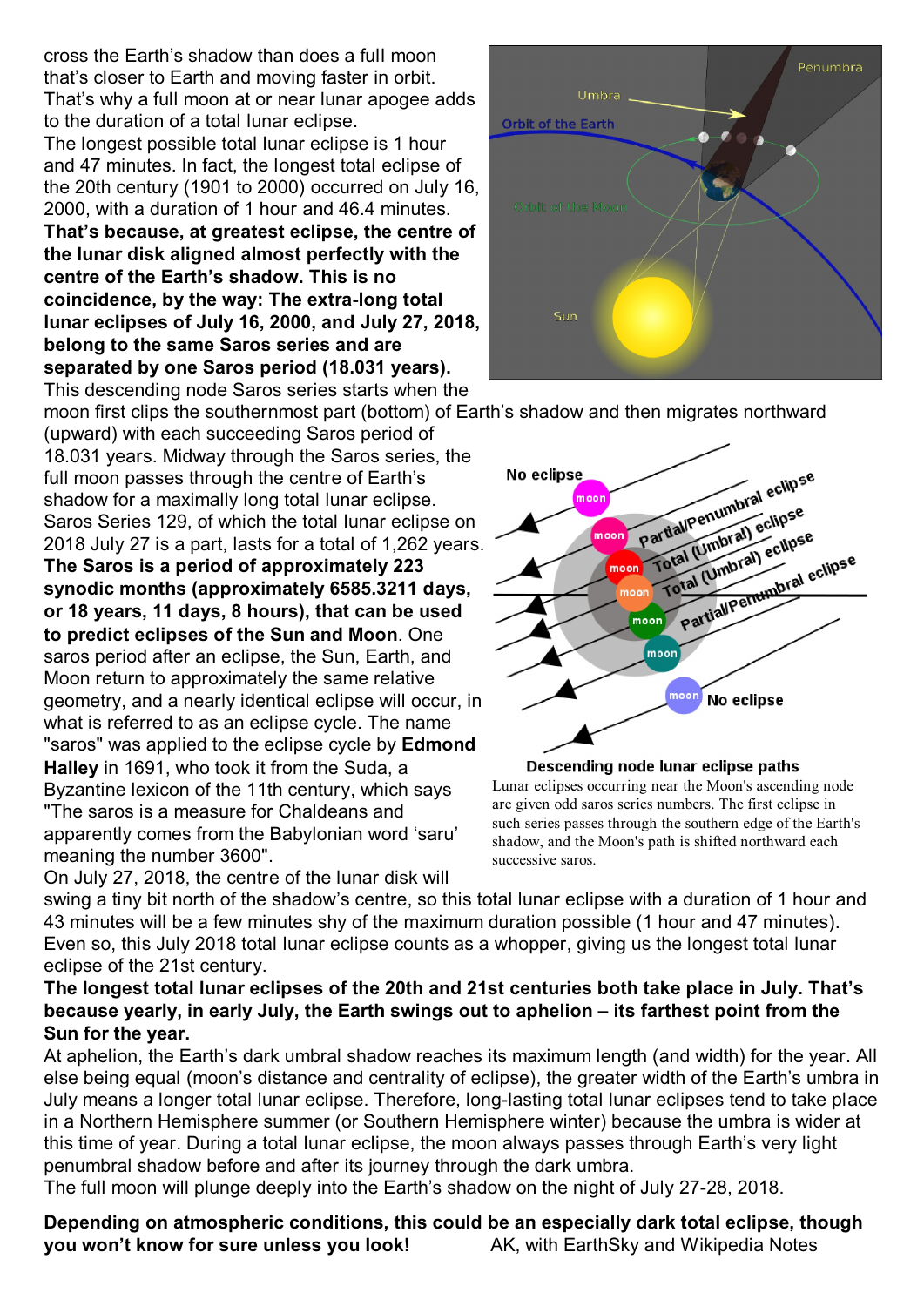cross the Earth's shadow than does a full moon that's closer to Earth and moving faster in orbit. That's why a full moon at or near lunar apogee adds to the duration of a total lunar eclipse.

The longest possible total lunar eclipse is 1 hour and 47 minutes. In fact, the longest total eclipse of the 20th century (1901 to 2000) occurred on July 16, 2000, with a duration of 1 hour and 46.4 minutes. **That's because, at greatest eclipse, the centre of the lunar disk aligned almost perfectly with the centre of the Earth's shadow. This is no coincidence, by the way: The extra-long total lunar eclipses of July 16, 2000, and July 27, 2018, belong to the same Saros series and are separated by one Saros period (18.031 years).**

Penumbra
Umbra
Orbit of the Earth
Orbit of the Moon
Sun

This descending node Saros series starts when the moon first clips the southernmost part (bottom) of Earth's shadow and then migrates northward (upward) with each succeeding Saros period of 18.031 years. Midway through the Saros series, the full moon passes through the centre of Earth's shadow for a maximally long total lunar eclipse. Saros Series 129, of which the total lunar eclipse on 2018 July 27 is a part, lasts for a total of 1,262 years. **The Saros is a period of approximately 223 synodic months (approximately 6585.3211 days, or 18 years, 11 days, 8 hours), that can be used to predict eclipses of the Sun and Moon**. One saros period after an eclipse, the Sun, Earth, and Moon return to approximately the same relative geometry, and a nearly identical eclipse will occur, in what is referred to as an eclipse cycle. The name "saros" was applied to the eclipse cycle by **Edmond Halley** in 1691, who took it from the Suda, a Byzantine lexicon of the 11th century, which says "The saros is a measure for Chaldeans and apparently comes from the Babylonian word 'saru' meaning the number 3600".

No eclipse
moon
Partial/Penumbral eclipse
Total (Umbral) eclipse
Total (Umbral) eclipse
Partial/Penumbral eclipse
No eclipse

**Descending node lunar eclipse paths**

Lunar eclipses occurring near the Moon's ascending node are given odd saros series numbers. The first eclipse in such series passes through the southern edge of the Earth's shadow, and the Moon's path is shifted northward each successive saros.

On July 27, 2018, the centre of the lunar disk will swing a tiny bit north of the shadow's centre, so this total lunar eclipse with a duration of 1 hour and 43 minutes will be a few minutes shy of the maximum duration possible (1 hour and 47 minutes). Even so, this July 2018 total lunar eclipse counts as a whopper, giving us the longest total lunar eclipse of the 21st century.

**The longest total lunar eclipses of the 20th and 21st centuries both take place in July. That's because yearly, in early July, the Earth swings out to aphelion – its farthest point from the Sun for the year.**

At aphelion, the Earth's dark umbral shadow reaches its maximum length (and width) for the year. All else being equal (moon's distance and centrality of eclipse), the greater width of the Earth's umbra in July means a longer total lunar eclipse. Therefore, long-lasting total lunar eclipses tend to take place in a Northern Hemisphere summer (or Southern Hemisphere winter) because the umbra is wider at this time of year. During a total lunar eclipse, the moon always passes through Earth's very light penumbral shadow before and after its journey through the dark umbra.

The full moon will plunge deeply into the Earth's shadow on the night of July 27-28, 2018.

**Depending on atmospheric conditions, this could be an especially dark total eclipse, though you won't know for sure unless you look!** AK, with EarthSky and Wikipedia Notes